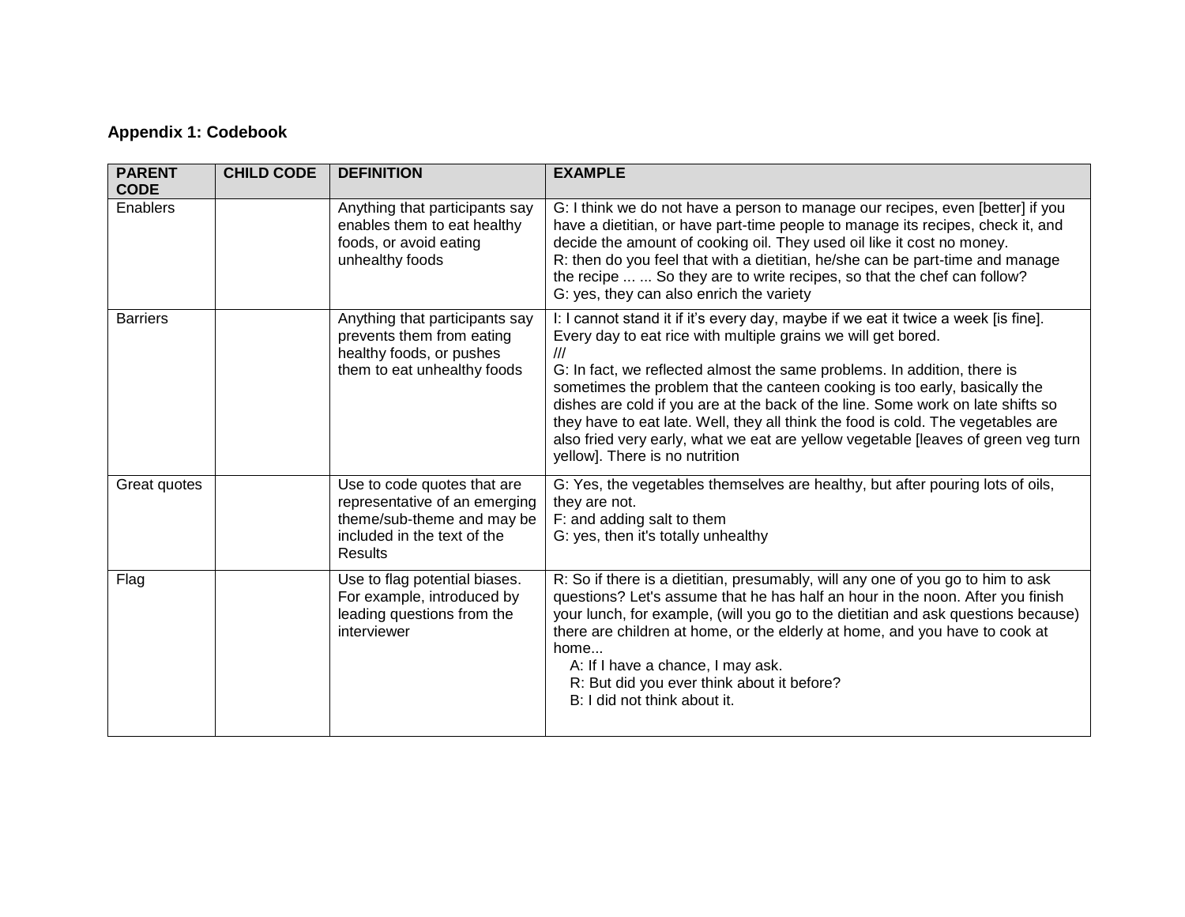**Appendix 1: Codebook**

| PARENT CODE | CHILD CODE | DEFINITION | EXAMPLE |
|---|---|---|---|
| Enablers | | Anything that participants say enables them to eat healthy foods, or avoid eating unhealthy foods | G: I think we do not have a person to manage our recipes, even [better] if you have a dietitian, or have part-time people to manage its recipes, check it, and decide the amount of cooking oil. They used oil like it cost no money.<br>R: then do you feel that with a dietitian, he/she can be part-time and manage the recipe ... ... So they are to write recipes, so that the chef can follow?<br>G: yes, they can also enrich the variety |
| Barriers | | Anything that participants say prevents them from eating healthy foods, or pushes them to eat unhealthy foods | I: I cannot stand it if it's every day, maybe if we eat it twice a week [is fine]. Every day to eat rice with multiple grains we will get bored.<br>///<br>G: In fact, we reflected almost the same problems. In addition, there is sometimes the problem that the canteen cooking is too early, basically the dishes are cold if you are at the back of the line. Some work on late shifts so they have to eat late. Well, they all think the food is cold. The vegetables are also fried very early, what we eat are yellow vegetable [leaves of green veg turn yellow]. There is no nutrition |
| Great quotes | | Use to code quotes that are representative of an emerging theme/sub-theme and may be included in the text of the Results | G: Yes, the vegetables themselves are healthy, but after pouring lots of oils, they are not.<br>F: and adding salt to them<br>G: yes, then it's totally unhealthy |
| Flag | | Use to flag potential biases. For example, introduced by leading questions from the interviewer | R: So if there is a dietitian, presumably, will any one of you go to him to ask questions? Let's assume that he has half an hour in the noon. After you finish your lunch, for example, (will you go to the dietitian and ask questions because) there are children at home, or the elderly at home, and you have to cook at home...<br>A: If I have a chance, I may ask.<br>R: But did you ever think about it before?<br>B: I did not think about it. |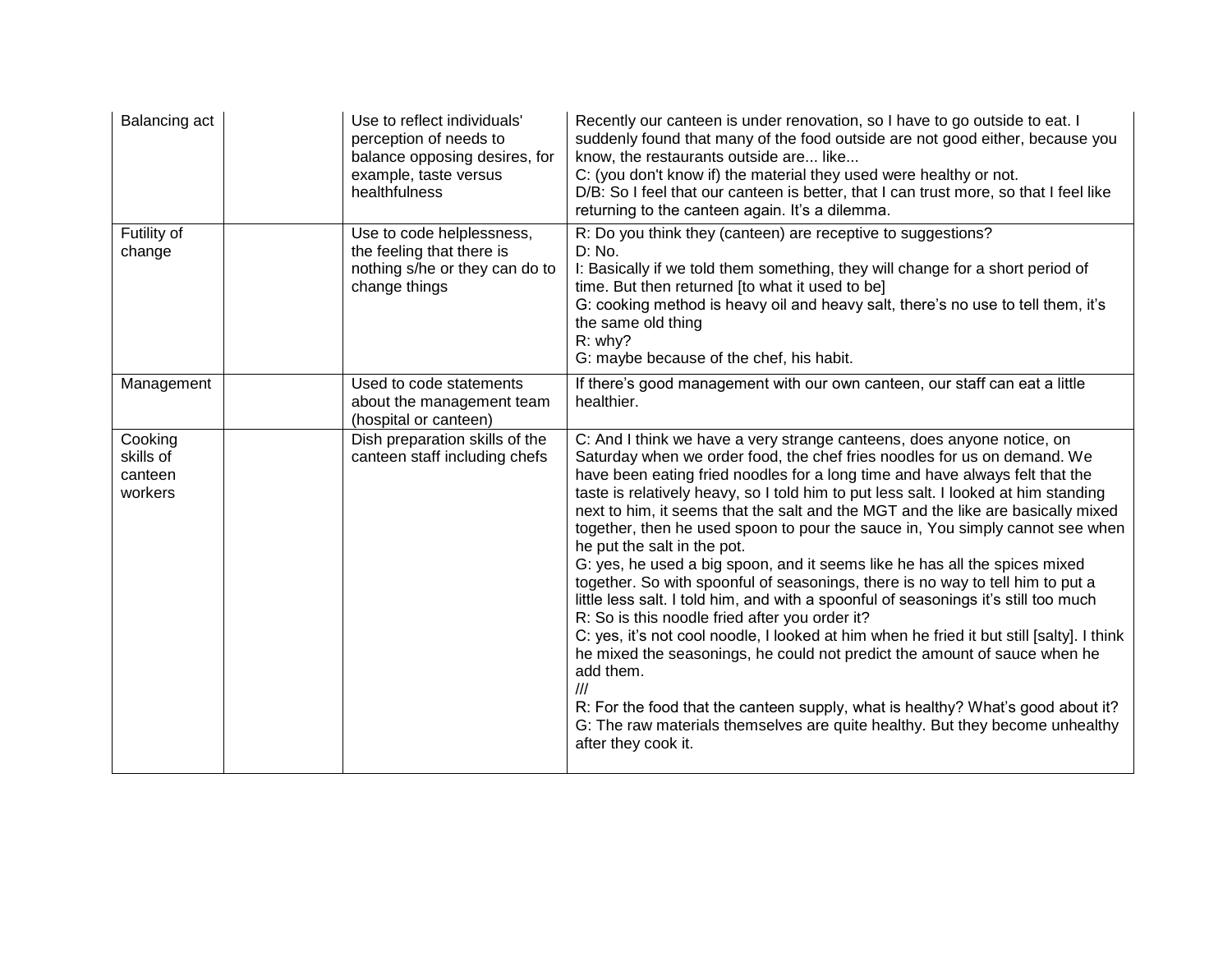| Balancing act | | Use to reflect individuals' perception of needs to balance opposing desires, for example, taste versus healthfulness | Recently our canteen is under renovation, so I have to go outside to eat. I suddenly found that many of the food outside are not good either, because you know, the restaurants outside are... like...<br>C: (you don't know if) the material they used were healthy or not.<br>D/B: So I feel that our canteen is better, that I can trust more, so that I feel like returning to the canteen again. It's a dilemma. |
|---|---|---|---|
| Futility of change | | Use to code helplessness, the feeling that there is nothing s/he or they can do to change things | R: Do you think they (canteen) are receptive to suggestions?<br>D: No.<br>I: Basically if we told them something, they will change for a short period of time. But then returned [to what it used to be]<br>G: cooking method is heavy oil and heavy salt, there's no use to tell them, it's the same old thing<br>R: why?<br>G: maybe because of the chef, his habit. |
| Management | | Used to code statements about the management team (hospital or canteen) | If there's good management with our own canteen, our staff can eat a little healthier. |
| Cooking skills of canteen workers | | Dish preparation skills of the canteen staff including chefs | C: And I think we have a very strange canteens, does anyone notice, on Saturday when we order food, the chef fries noodles for us on demand. We have been eating fried noodles for a long time and have always felt that the taste is relatively heavy, so I told him to put less salt. I looked at him standing next to him, it seems that the salt and the MGT and the like are basically mixed together, then he used spoon to pour the sauce in, You simply cannot see when he put the salt in the pot.<br>G: yes, he used a big spoon, and it seems like he has all the spices mixed together. So with spoonful of seasonings, there is no way to tell him to put a little less salt. I told him, and with a spoonful of seasonings it's still too much<br>R: So is this noodle fried after you order it?<br>C: yes, it's not cool noodle, I looked at him when he fried it but still [salty]. I think he mixed the seasonings, he could not predict the amount of sauce when he add them.<br>///<br>R: For the food that the canteen supply, what is healthy? What's good about it?<br>G: The raw materials themselves are quite healthy. But they become unhealthy after they cook it. |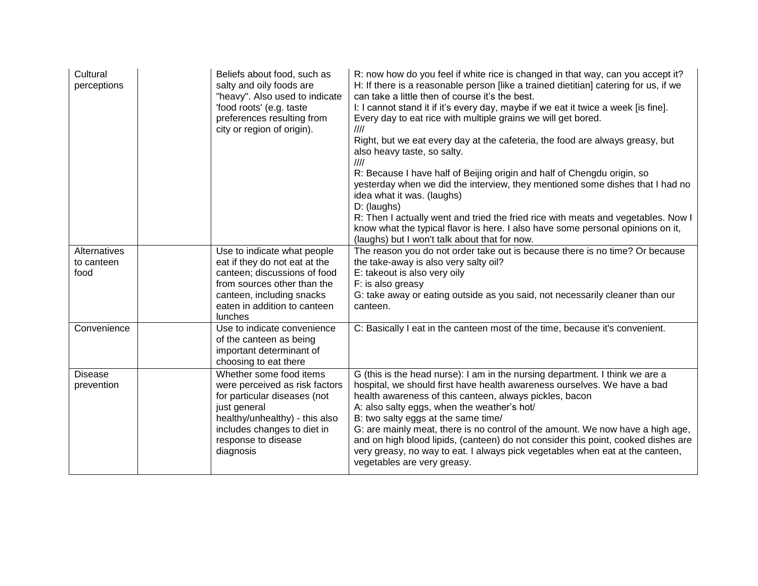| | | | |
|---|---|---|---|
| Cultural perceptions | | Beliefs about food, such as salty and oily foods are "heavy". Also used to indicate 'food roots' (e.g. taste preferences resulting from city or region of origin). | R: now how do you feel if white rice is changed in that way, can you accept it?<br>H: If there is a reasonable person [like a trained dietitian] catering for us, if we can take a little then of course it's the best.<br>I: I cannot stand it if it's every day, maybe if we eat it twice a week [is fine]. Every day to eat rice with multiple grains we will get bored.<br>////<br>Right, but we eat every day at the cafeteria, the food are always greasy, but also heavy taste, so salty.<br>////<br>R: Because I have half of Beijing origin and half of Chengdu origin, so yesterday when we did the interview, they mentioned some dishes that I had no idea what it was. (laughs)<br>D: (laughs)<br>R: Then I actually went and tried the fried rice with meats and vegetables. Now I know what the typical flavor is here. I also have some personal opinions on it, (laughs) but I won't talk about that for now. |
| Alternatives to canteen food | | Use to indicate what people eat if they do not eat at the canteen; discussions of food from sources other than the canteen, including snacks eaten in addition to canteen lunches | The reason you do not order take out is because there is no time? Or because the take-away is also very salty oil?<br>E: takeout is also very oily<br>F: is also greasy<br>G: take away or eating outside as you said, not necessarily cleaner than our canteen. |
| Convenience | | Use to indicate convenience of the canteen as being important determinant of choosing to eat there | C: Basically I eat in the canteen most of the time, because it's convenient. |
| Disease prevention | | Whether some food items were perceived as risk factors for particular diseases (not just general healthy/unhealthy) - this also includes changes to diet in response to disease diagnosis | G (this is the head nurse): I am in the nursing department. I think we are a hospital, we should first have health awareness ourselves. We have a bad health awareness of this canteen, always pickles, bacon<br>A: also salty eggs, when the weather's hot/<br>B: two salty eggs at the same time/<br>G: are mainly meat, there is no control of the amount. We now have a high age, and on high blood lipids, (canteen) do not consider this point, cooked dishes are very greasy, no way to eat. I always pick vegetables when eat at the canteen, vegetables are very greasy. |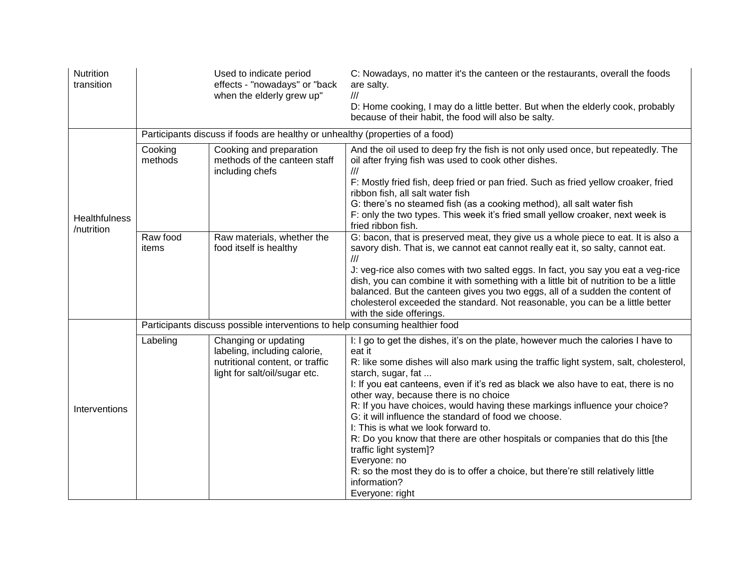| | | | |
|---|---|---|---|
| Nutrition transition | | Used to indicate period effects - "nowadays" or "back when the elderly grew up" | C: Nowadays, no matter it's the canteen or the restaurants, overall the foods are salty.<br>///<br>D: Home cooking, I may do a little better. But when the elderly cook, probably because of their habit, the food will also be salty. |
| Healthfulness /nutrition | Participants discuss if foods are healthy or unhealthy (properties of a food) | | |
| | Cooking methods | Cooking and preparation methods of the canteen staff including chefs | And the oil used to deep fry the fish is not only used once, but repeatedly. The oil after frying fish was used to cook other dishes.<br>///<br>F: Mostly fried fish, deep fried or pan fried. Such as fried yellow croaker, fried ribbon fish, all salt water fish<br>G: there's no steamed fish (as a cooking method), all salt water fish<br>F: only the two types. This week it's fried small yellow croaker, next week is fried ribbon fish. |
| | Raw food items | Raw materials, whether the food itself is healthy | G: bacon, that is preserved meat, they give us a whole piece to eat. It is also a savory dish. That is, we cannot eat cannot really eat it, so salty, cannot eat.<br>///<br>J: veg-rice also comes with two salted eggs. In fact, you say you eat a veg-rice dish, you can combine it with something with a little bit of nutrition to be a little balanced. But the canteen gives you two eggs, all of a sudden the content of cholesterol exceeded the standard. Not reasonable, you can be a little better with the side offerings. |
| Interventions | Participants discuss possible interventions to help consuming healthier food | | |
| | Labeling | Changing or updating labeling, including calorie, nutritional content, or traffic light for salt/oil/sugar etc. | I: I go to get the dishes, it's on the plate, however much the calories I have to eat it<br>R: like some dishes will also mark using the traffic light system, salt, cholesterol, starch, sugar, fat ...<br>I: If you eat canteens, even if it's red as black we also have to eat, there is no other way, because there is no choice<br>R: If you have choices, would having these markings influence your choice?<br>G: it will influence the standard of food we choose.<br>I: This is what we look forward to.<br>R: Do you know that there are other hospitals or companies that do this [the traffic light system]?<br>Everyone: no<br>R: so the most they do is to offer a choice, but there're still relatively little information?<br>Everyone: right |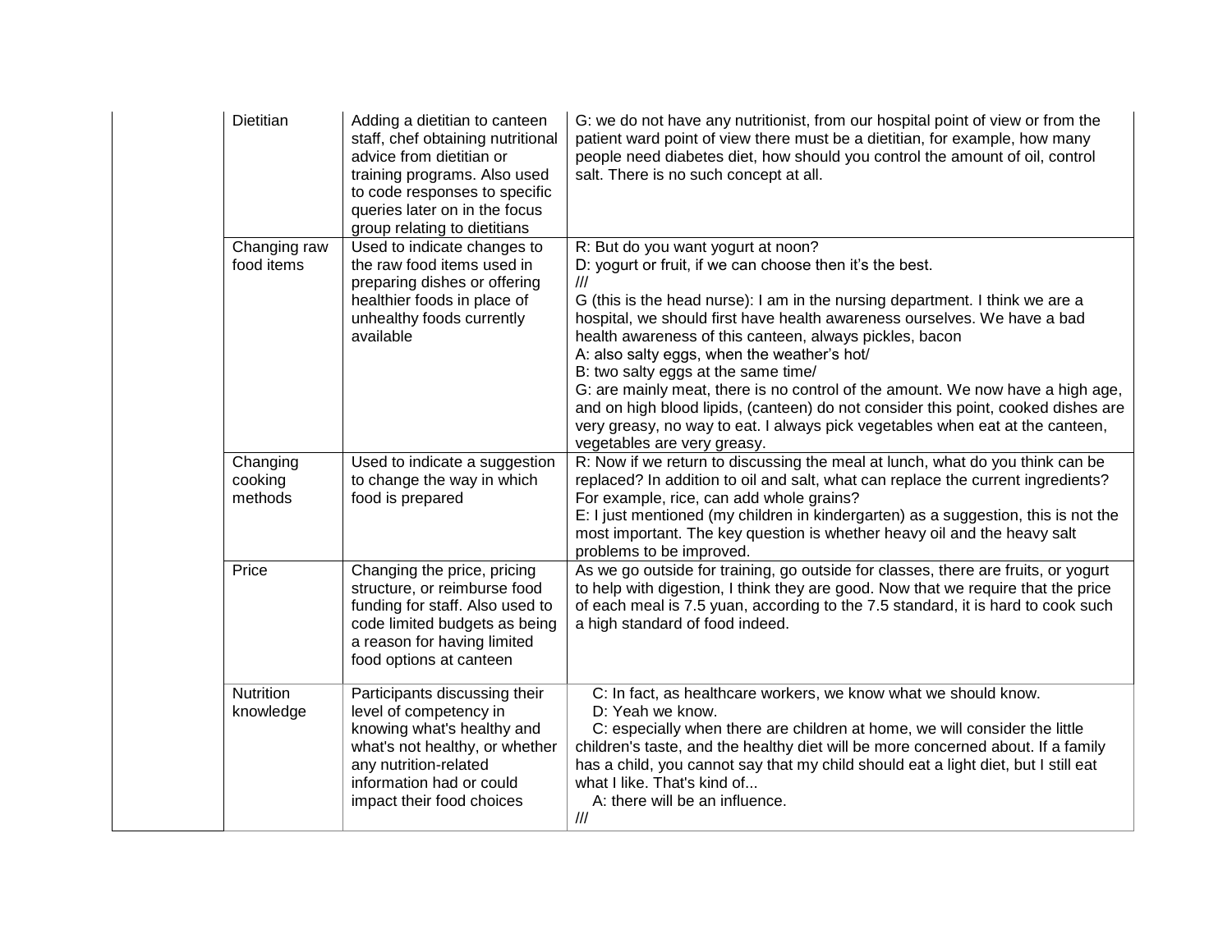| | | | |
|---|---|---|---|
| | Dietitian | Adding a dietitian to canteen staff, chef obtaining nutritional advice from dietitian or training programs. Also used to code responses to specific queries later on in the focus group relating to dietitians | G: we do not have any nutritionist, from our hospital point of view or from the patient ward point of view there must be a dietitian, for example, how many people need diabetes diet, how should you control the amount of oil, control salt. There is no such concept at all. |
| | Changing raw food items | Used to indicate changes to the raw food items used in preparing dishes or offering healthier foods in place of unhealthy foods currently available | R: But do you want yogurt at noon?<br>D: yogurt or fruit, if we can choose then it's the best.<br>///<br>G (this is the head nurse): I am in the nursing department. I think we are a hospital, we should first have health awareness ourselves. We have a bad health awareness of this canteen, always pickles, bacon<br>A: also salty eggs, when the weather's hot/<br>B: two salty eggs at the same time/<br>G: are mainly meat, there is no control of the amount. We now have a high age, and on high blood lipids, (canteen) do not consider this point, cooked dishes are very greasy, no way to eat. I always pick vegetables when eat at the canteen, vegetables are very greasy. |
| | Changing cooking methods | Used to indicate a suggestion to change the way in which food is prepared | R: Now if we return to discussing the meal at lunch, what do you think can be replaced? In addition to oil and salt, what can replace the current ingredients? For example, rice, can add whole grains?<br>E: I just mentioned (my children in kindergarten) as a suggestion, this is not the most important. The key question is whether heavy oil and the heavy salt problems to be improved. |
| | Price | Changing the price, pricing structure, or reimburse food funding for staff. Also used to code limited budgets as being a reason for having limited food options at canteen | As we go outside for training, go outside for classes, there are fruits, or yogurt to help with digestion, I think they are good. Now that we require that the price of each meal is 7.5 yuan, according to the 7.5 standard, it is hard to cook such a high standard of food indeed. |
| | Nutrition knowledge | Participants discussing their level of competency in knowing what's healthy and what's not healthy, or whether any nutrition-related information had or could impact their food choices | C: In fact, as healthcare workers, we know what we should know.<br>D: Yeah we know.<br>C: especially when there are children at home, we will consider the little children's taste, and the healthy diet will be more concerned about. If a family has a child, you cannot say that my child should eat a light diet, but I still eat what I like. That's kind of...<br>A: there will be an influence.<br>/// |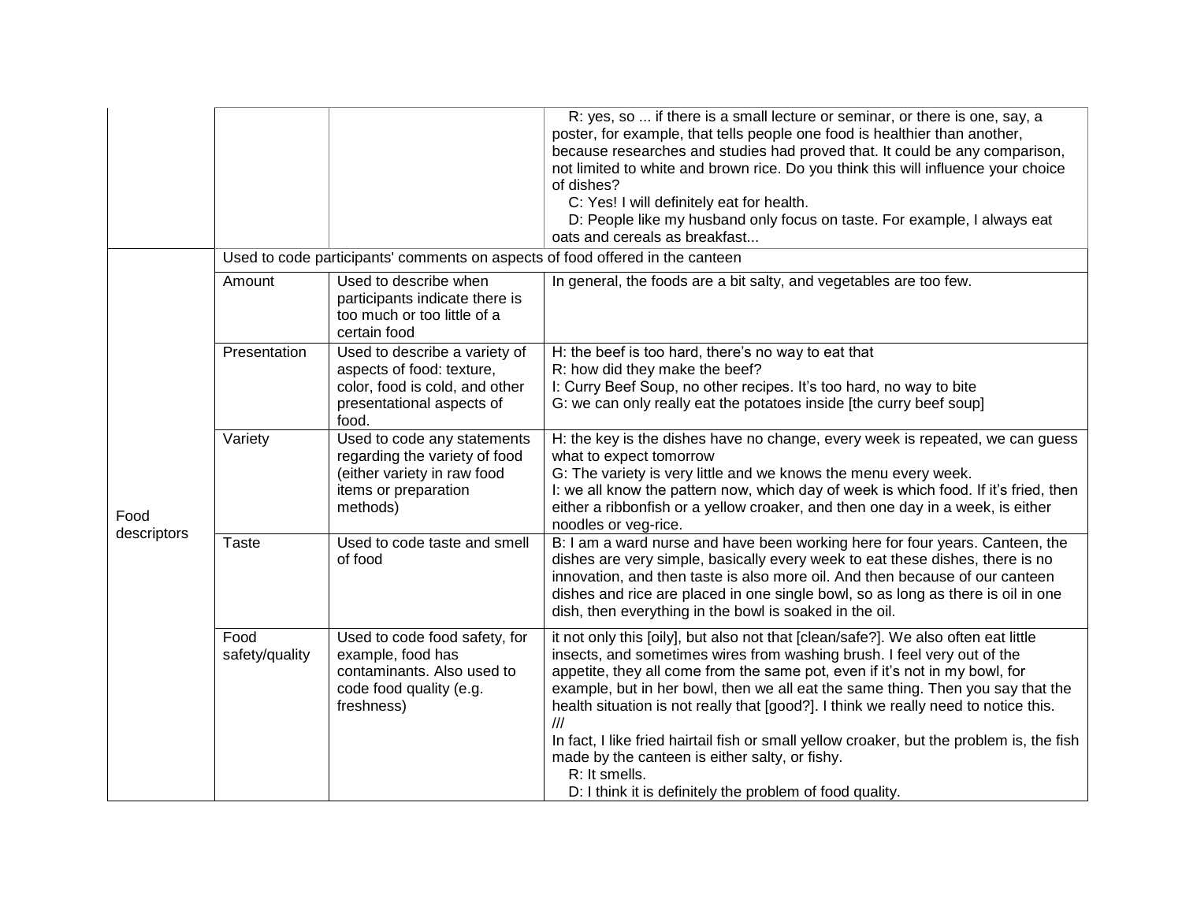| | | | |
|---|---|---|---|
| | | | R: yes, so ... if there is a small lecture or seminar, or there is one, say, a poster, for example, that tells people one food is healthier than another, because researches and studies had proved that. It could be any comparison, not limited to white and brown rice. Do you think this will influence your choice of dishes?<br>C: Yes! I will definitely eat for health.<br>D: People like my husband only focus on taste. For example, I always eat oats and cereals as breakfast... |
| Food descriptors | Used to code participants' comments on aspects of food offered in the canteen | | |
| | Amount | Used to describe when participants indicate there is too much or too little of a certain food | In general, the foods are a bit salty, and vegetables are too few. |
| | Presentation | Used to describe a variety of aspects of food: texture, color, food is cold, and other presentational aspects of food. | H: the beef is too hard, there's no way to eat that<br>R: how did they make the beef?<br>I: Curry Beef Soup, no other recipes. It's too hard, no way to bite<br>G: we can only really eat the potatoes inside [the curry beef soup] |
| | Variety | Used to code any statements regarding the variety of food (either variety in raw food items or preparation methods) | H: the key is the dishes have no change, every week is repeated, we can guess what to expect tomorrow<br>G: The variety is very little and we knows the menu every week.<br>I: we all know the pattern now, which day of week is which food. If it's fried, then either a ribbonfish or a yellow croaker, and then one day in a week, is either noodles or veg-rice. |
| | Taste | Used to code taste and smell of food | B: I am a ward nurse and have been working here for four years. Canteen, the dishes are very simple, basically every week to eat these dishes, there is no innovation, and then taste is also more oil. And then because of our canteen dishes and rice are placed in one single bowl, so as long as there is oil in one dish, then everything in the bowl is soaked in the oil. |
| | Food safety/quality | Used to code food safety, for example, food has contaminants. Also used to code food quality (e.g. freshness) | it not only this [oily], but also not that [clean/safe?]. We also often eat little insects, and sometimes wires from washing brush. I feel very out of the appetite, they all come from the same pot, even if it's not in my bowl, for example, but in her bowl, then we all eat the same thing. Then you say that the health situation is not really that [good?]. I think we really need to notice this.<br>///<br>In fact, I like fried hairtail fish or small yellow croaker, but the problem is, the fish made by the canteen is either salty, or fishy.<br>R: It smells.<br>D: I think it is definitely the problem of food quality. |